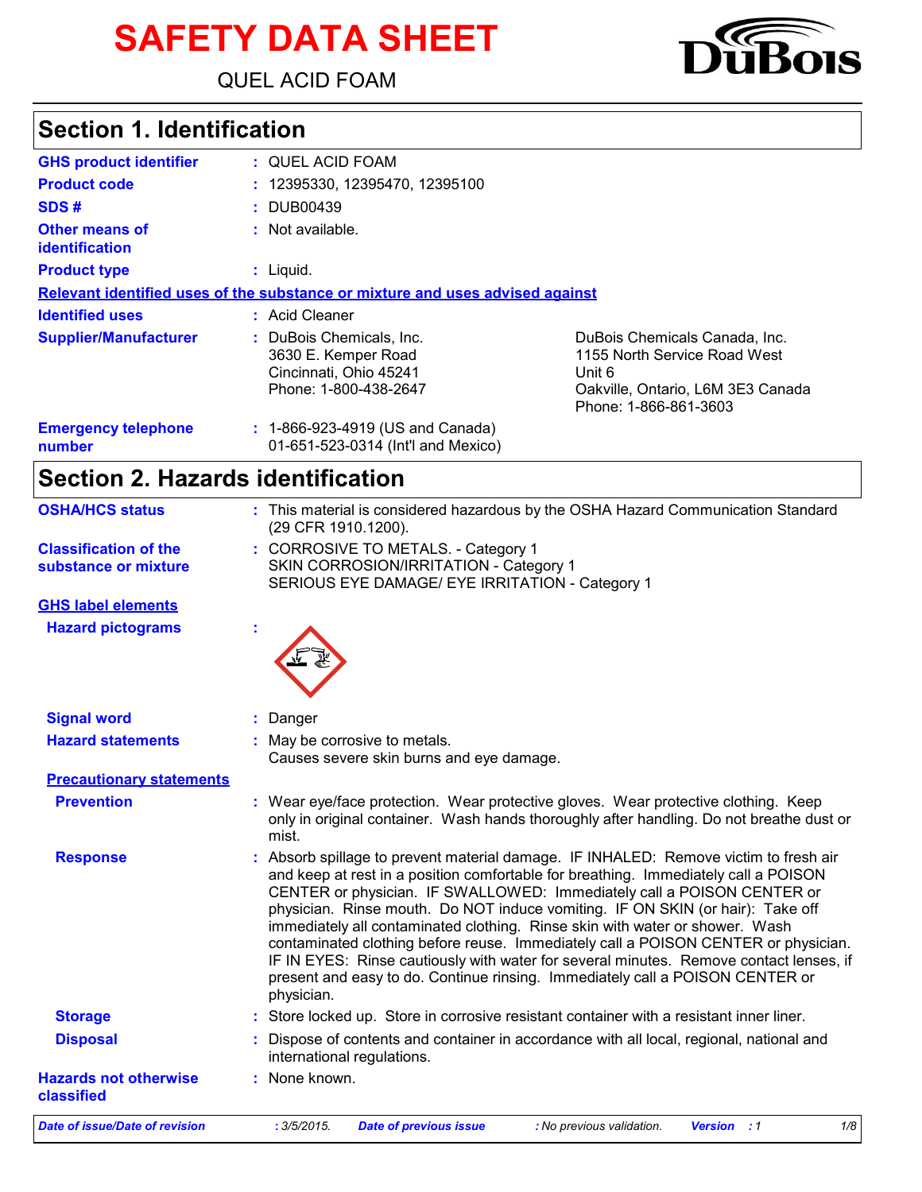# SAFETY DATA SHEET

QUEL ACID FOAM

DuBois

## Section 1. Identification

| | |
|---|---|
| **GHS product identifier** | : QUEL ACID FOAM |
| **Product code** | : 12395330, 12395470, 12395100 |
| **SDS #** | : DUB00439 |
| **Other means of identification** | : Not available. |
| **Product type** | : Liquid. |

**Relevant identified uses of the substance or mixture and uses advised against**

| | | |
|---|---|---|
| **Identified uses** | : Acid Cleaner | |
| **Supplier/Manufacturer** | : DuBois Chemicals, Inc.<br>3630 E. Kemper Road<br>Cincinnati, Ohio 45241<br>Phone: 1-800-438-2647 | DuBois Chemicals Canada, Inc.<br>1155 North Service Road West<br>Unit 6<br>Oakville, Ontario, L6M 3E3 Canada<br>Phone: 1-866-861-3603 |
| **Emergency telephone number** | : 1-866-923-4919 (US and Canada)<br>01-651-523-0314 (Int'l and Mexico) | |

## Section 2. Hazards identification

| | |
|---|---|
| **OSHA/HCS status** | : This material is considered hazardous by the OSHA Hazard Communication Standard (29 CFR 1910.1200). |
| **Classification of the substance or mixture** | : CORROSIVE TO METALS. - Category 1<br>SKIN CORROSION/IRRITATION - Category 1<br>SERIOUS EYE DAMAGE/ EYE IRRITATION - Category 1 |

**GHS label elements**

| | |
|---|---|
| **Hazard pictograms** | : |
| **Signal word** | : Danger |
| **Hazard statements** | : May be corrosive to metals.<br>Causes severe skin burns and eye damage. |

**Precautionary statements**

| | |
|---|---|
| **Prevention** | : Wear eye/face protection. Wear protective gloves. Wear protective clothing. Keep only in original container. Wash hands thoroughly after handling. Do not breathe dust or mist. |
| **Response** | : Absorb spillage to prevent material damage. IF INHALED: Remove victim to fresh air and keep at rest in a position comfortable for breathing. Immediately call a POISON CENTER or physician. IF SWALLOWED: Immediately call a POISON CENTER or physician. Rinse mouth. Do NOT induce vomiting. IF ON SKIN (or hair): Take off immediately all contaminated clothing. Rinse skin with water or shower. Wash contaminated clothing before reuse. Immediately call a POISON CENTER or physician. IF IN EYES: Rinse cautiously with water for several minutes. Remove contact lenses, if present and easy to do. Continue rinsing. Immediately call a POISON CENTER or physician. |
| **Storage** | : Store locked up. Store in corrosive resistant container with a resistant inner liner. |
| **Disposal** | : Dispose of contents and container in accordance with all local, regional, national and international regulations. |
| **Hazards not otherwise classified** | : None known. |

*Date of issue/Date of revision : 3/5/2015. Date of previous issue : No previous validation. Version : 1*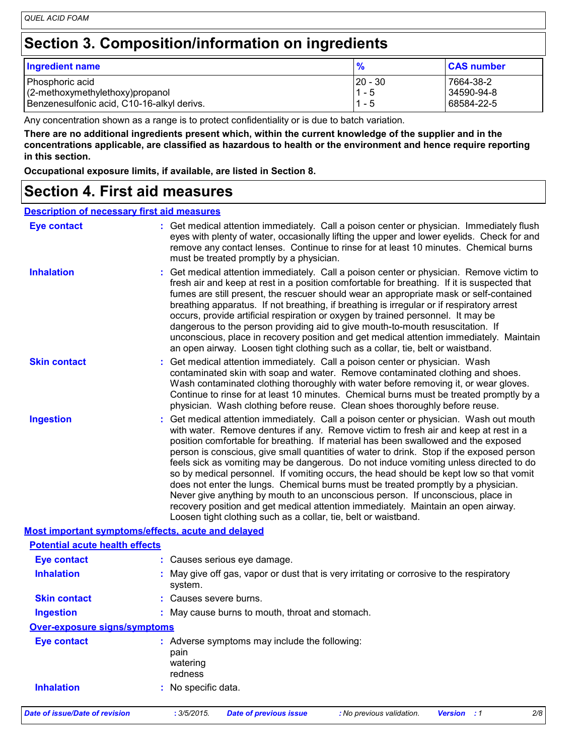# Section 3. Composition/information on ingredients

| Ingredient name | % | CAS number |
|---|---|---|
| Phosphoric acid | 20 - 30 | 7664-38-2 |
| (2-methoxymethylethoxy)propanol | 1 - 5 | 34590-94-8 |
| Benzenesulfonic acid, C10-16-alkyl derivs. | 1 - 5 | 68584-22-5 |

Any concentration shown as a range is to protect confidentiality or is due to batch variation.

**There are no additional ingredients present which, within the current knowledge of the supplier and in the concentrations applicable, are classified as hazardous to health or the environment and hence require reporting in this section.**

**Occupational exposure limits, if available, are listed in Section 8.**

# Section 4. First aid measures

## Description of necessary first aid measures

**Eye contact** : Get medical attention immediately. Call a poison center or physician. Immediately flush eyes with plenty of water, occasionally lifting the upper and lower eyelids. Check for and remove any contact lenses. Continue to rinse for at least 10 minutes. Chemical burns must be treated promptly by a physician.

**Inhalation** : Get medical attention immediately. Call a poison center or physician. Remove victim to fresh air and keep at rest in a position comfortable for breathing. If it is suspected that fumes are still present, the rescuer should wear an appropriate mask or self-contained breathing apparatus. If not breathing, if breathing is irregular or if respiratory arrest occurs, provide artificial respiration or oxygen by trained personnel. It may be dangerous to the person providing aid to give mouth-to-mouth resuscitation. If unconscious, place in recovery position and get medical attention immediately. Maintain an open airway. Loosen tight clothing such as a collar, tie, belt or waistband.

**Skin contact** : Get medical attention immediately. Call a poison center or physician. Wash contaminated skin with soap and water. Remove contaminated clothing and shoes. Wash contaminated clothing thoroughly with water before removing it, or wear gloves. Continue to rinse for at least 10 minutes. Chemical burns must be treated promptly by a physician. Wash clothing before reuse. Clean shoes thoroughly before reuse.

**Ingestion** : Get medical attention immediately. Call a poison center or physician. Wash out mouth with water. Remove dentures if any. Remove victim to fresh air and keep at rest in a position comfortable for breathing. If material has been swallowed and the exposed person is conscious, give small quantities of water to drink. Stop if the exposed person feels sick as vomiting may be dangerous. Do not induce vomiting unless directed to do so by medical personnel. If vomiting occurs, the head should be kept low so that vomit does not enter the lungs. Chemical burns must be treated promptly by a physician. Never give anything by mouth to an unconscious person. If unconscious, place in recovery position and get medical attention immediately. Maintain an open airway. Loosen tight clothing such as a collar, tie, belt or waistband.

## Most important symptoms/effects, acute and delayed

### Potential acute health effects

**Eye contact** : Causes serious eye damage.

**Inhalation** : May give off gas, vapor or dust that is very irritating or corrosive to the respiratory system.

**Skin contact** : Causes severe burns.

**Ingestion** : May cause burns to mouth, throat and stomach.

### Over-exposure signs/symptoms

**Eye contact** : Adverse symptoms may include the following:
pain
watering
redness

**Inhalation** : No specific data.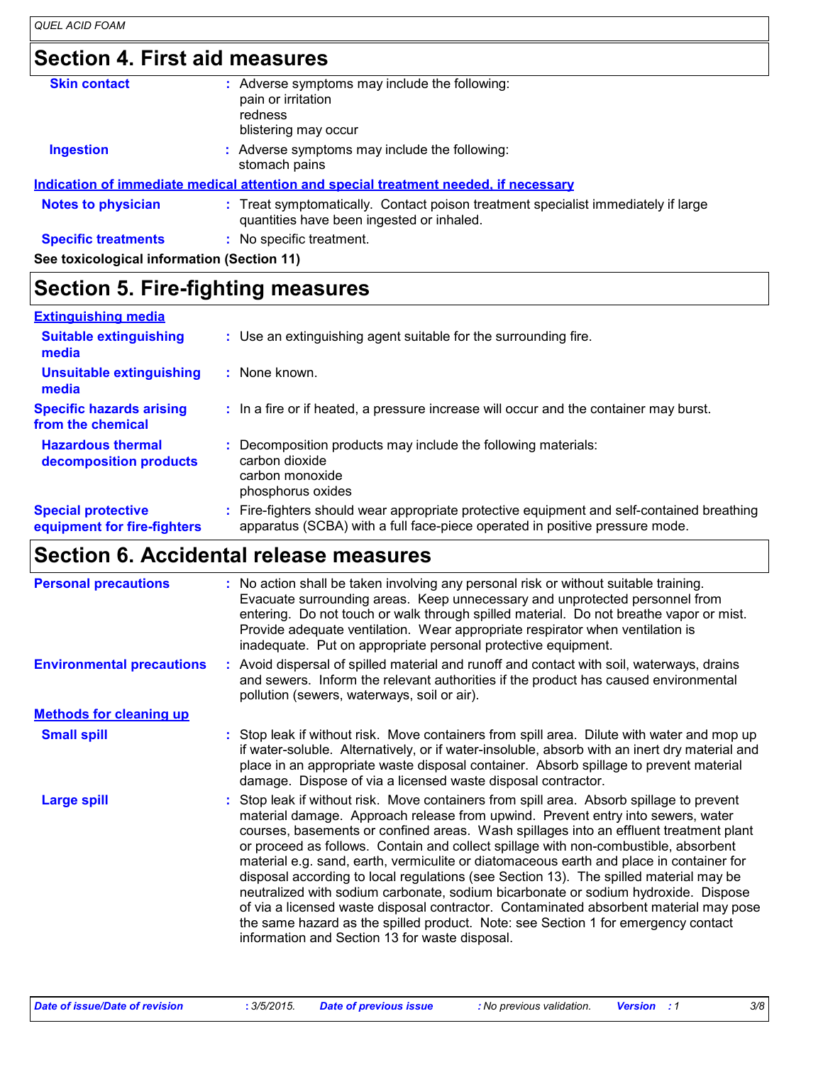## Section 4. First aid measures

**Skin contact** : Adverse symptoms may include the following:
pain or irritation
redness
blistering may occur

**Ingestion** : Adverse symptoms may include the following:
stomach pains

**Indication of immediate medical attention and special treatment needed, if necessary**

**Notes to physician** : Treat symptomatically. Contact poison treatment specialist immediately if large quantities have been ingested or inhaled.

**Specific treatments** : No specific treatment.

**See toxicological information (Section 11)**

## Section 5. Fire-fighting measures

**Extinguishing media**

**Suitable extinguishing media** : Use an extinguishing agent suitable for the surrounding fire.

**Unsuitable extinguishing media** : None known.

**Specific hazards arising from the chemical** : In a fire or if heated, a pressure increase will occur and the container may burst.

**Hazardous thermal decomposition products** : Decomposition products may include the following materials:
carbon dioxide
carbon monoxide
phosphorus oxides

**Special protective equipment for fire-fighters** : Fire-fighters should wear appropriate protective equipment and self-contained breathing apparatus (SCBA) with a full face-piece operated in positive pressure mode.

## Section 6. Accidental release measures

**Personal precautions** : No action shall be taken involving any personal risk or without suitable training. Evacuate surrounding areas. Keep unnecessary and unprotected personnel from entering. Do not touch or walk through spilled material. Do not breathe vapor or mist. Provide adequate ventilation. Wear appropriate respirator when ventilation is inadequate. Put on appropriate personal protective equipment.

**Environmental precautions** : Avoid dispersal of spilled material and runoff and contact with soil, waterways, drains and sewers. Inform the relevant authorities if the product has caused environmental pollution (sewers, waterways, soil or air).

**Methods for cleaning up**

**Small spill** : Stop leak if without risk. Move containers from spill area. Dilute with water and mop up if water-soluble. Alternatively, or if water-insoluble, absorb with an inert dry material and place in an appropriate waste disposal container. Absorb spillage to prevent material damage. Dispose of via a licensed waste disposal contractor.

**Large spill** : Stop leak if without risk. Move containers from spill area. Absorb spillage to prevent material damage. Approach release from upwind. Prevent entry into sewers, water courses, basements or confined areas. Wash spillages into an effluent treatment plant or proceed as follows. Contain and collect spillage with non-combustible, absorbent material e.g. sand, earth, vermiculite or diatomaceous earth and place in container for disposal according to local regulations (see Section 13). The spilled material may be neutralized with sodium carbonate, sodium bicarbonate or sodium hydroxide. Dispose of via a licensed waste disposal contractor. Contaminated absorbent material may pose the same hazard as the spilled product. Note: see Section 1 for emergency contact information and Section 13 for waste disposal.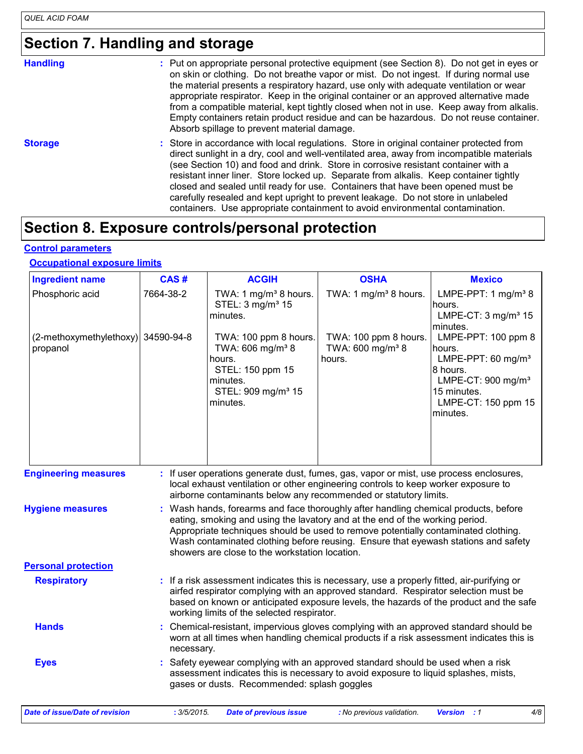# Section 7. Handling and storage

**Handling** : Put on appropriate personal protective equipment (see Section 8). Do not get in eyes or on skin or clothing. Do not breathe vapor or mist. Do not ingest. If during normal use the material presents a respiratory hazard, use only with adequate ventilation or wear appropriate respirator. Keep in the original container or an approved alternative made from a compatible material, kept tightly closed when not in use. Keep away from alkalis. Empty containers retain product residue and can be hazardous. Do not reuse container. Absorb spillage to prevent material damage.

**Storage** : Store in accordance with local regulations. Store in original container protected from direct sunlight in a dry, cool and well-ventilated area, away from incompatible materials (see Section 10) and food and drink. Store in corrosive resistant container with a resistant inner liner. Store locked up. Separate from alkalis. Keep container tightly closed and sealed until ready for use. Containers that have been opened must be carefully resealed and kept upright to prevent leakage. Do not store in unlabeled containers. Use appropriate containment to avoid environmental contamination.

# Section 8. Exposure controls/personal protection

## Control parameters

### Occupational exposure limits

| Ingredient name | CAS # | ACGIH | OSHA | Mexico |
|---|---|---|---|---|
| Phosphoric acid | 7664-38-2 | TWA: 1 mg/m³ 8 hours.<br>STEL: 3 mg/m³ 15 minutes. | TWA: 1 mg/m³ 8 hours. | LMPE-PPT: 1 mg/m³ 8 hours.<br>LMPE-CT: 3 mg/m³ 15 minutes. |
| (2-methoxymethylethoxy) propanol | 34590-94-8 | TWA: 100 ppm 8 hours.<br>TWA: 606 mg/m³ 8 hours.<br>STEL: 150 ppm 15 minutes.<br>STEL: 909 mg/m³ 15 minutes. | TWA: 100 ppm 8 hours.<br>TWA: 600 mg/m³ 8 hours. | LMPE-PPT: 100 ppm 8 hours.<br>LMPE-PPT: 60 mg/m³ 8 hours.<br>LMPE-CT: 900 mg/m³ 15 minutes.<br>LMPE-CT: 150 ppm 15 minutes. |

**Engineering measures** : If user operations generate dust, fumes, gas, vapor or mist, use process enclosures, local exhaust ventilation or other engineering controls to keep worker exposure to airborne contaminants below any recommended or statutory limits.

**Hygiene measures** : Wash hands, forearms and face thoroughly after handling chemical products, before eating, smoking and using the lavatory and at the end of the working period. Appropriate techniques should be used to remove potentially contaminated clothing. Wash contaminated clothing before reusing. Ensure that eyewash stations and safety showers are close to the workstation location.

## Personal protection

**Respiratory** : If a risk assessment indicates this is necessary, use a properly fitted, air-purifying or airfed respirator complying with an approved standard. Respirator selection must be based on known or anticipated exposure levels, the hazards of the product and the safe working limits of the selected respirator.

**Hands** : Chemical-resistant, impervious gloves complying with an approved standard should be worn at all times when handling chemical products if a risk assessment indicates this is necessary.

**Eyes** : Safety eyewear complying with an approved standard should be used when a risk assessment indicates this is necessary to avoid exposure to liquid splashes, mists, gases or dusts. Recommended: splash goggles

*Date of issue/Date of revision* : 3/5/2015. *Date of previous issue* : No previous validation. *Version* : 1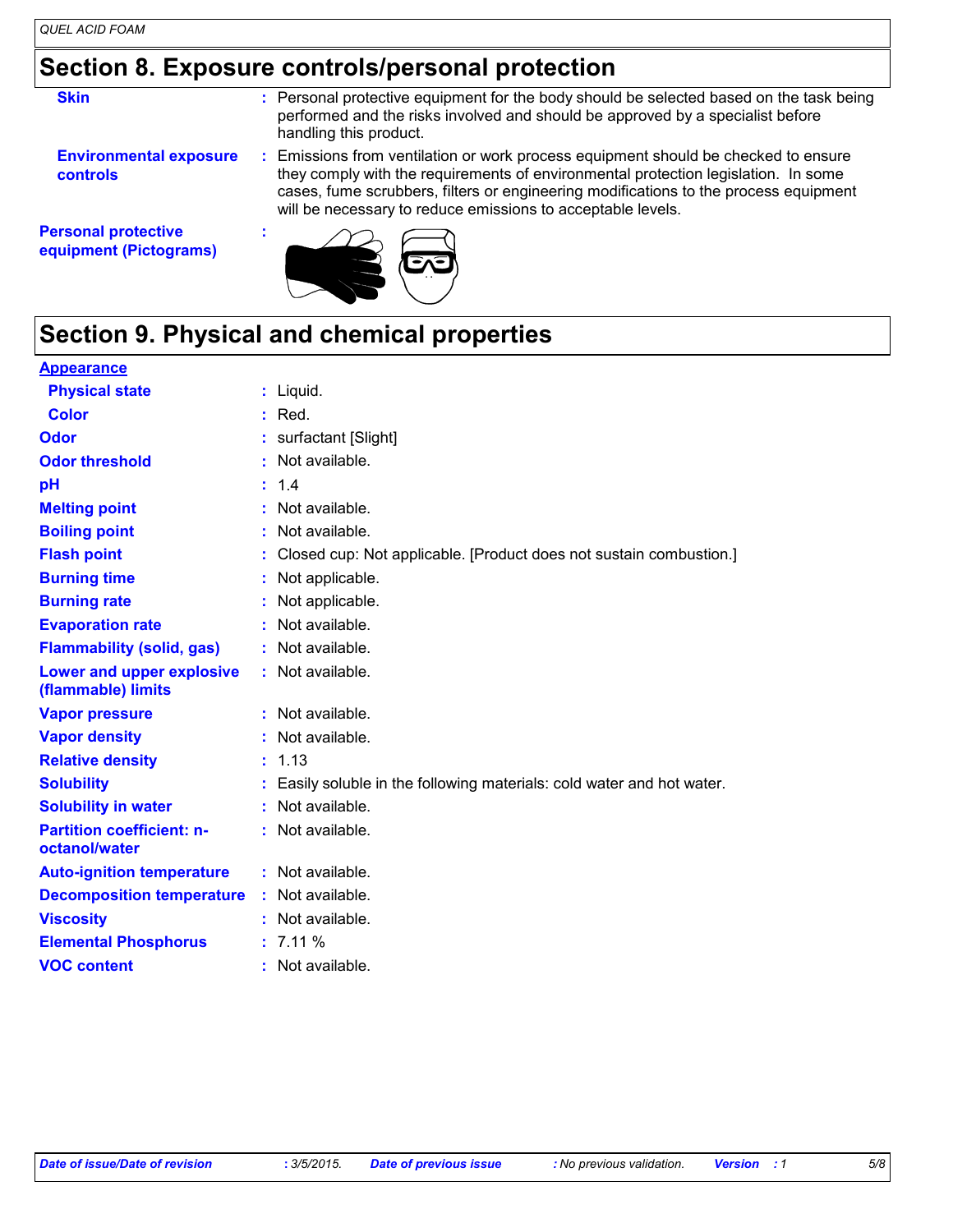## Section 8. Exposure controls/personal protection

| | | |
|---|---|---|
| **Skin** | : | Personal protective equipment for the body should be selected based on the task being performed and the risks involved and should be approved by a specialist before handling this product. |
| **Environmental exposure controls** | : | Emissions from ventilation or work process equipment should be checked to ensure they comply with the requirements of environmental protection legislation. In some cases, fume scrubbers, filters or engineering modifications to the process equipment will be necessary to reduce emissions to acceptable levels. |
| **Personal protective equipment (Pictograms)** | : | |

## Section 9. Physical and chemical properties

**Appearance**

| | | |
|---|---|---|
| **Physical state** | : | Liquid. |
| **Color** | : | Red. |
| **Odor** | : | surfactant [Slight] |
| **Odor threshold** | : | Not available. |
| **pH** | : | 1.4 |
| **Melting point** | : | Not available. |
| **Boiling point** | : | Not available. |
| **Flash point** | : | Closed cup: Not applicable. [Product does not sustain combustion.] |
| **Burning time** | : | Not applicable. |
| **Burning rate** | : | Not applicable. |
| **Evaporation rate** | : | Not available. |
| **Flammability (solid, gas)** | : | Not available. |
| **Lower and upper explosive (flammable) limits** | : | Not available. |
| **Vapor pressure** | : | Not available. |
| **Vapor density** | : | Not available. |
| **Relative density** | : | 1.13 |
| **Solubility** | : | Easily soluble in the following materials: cold water and hot water. |
| **Solubility in water** | : | Not available. |
| **Partition coefficient: n-octanol/water** | : | Not available. |
| **Auto-ignition temperature** | : | Not available. |
| **Decomposition temperature** | : | Not available. |
| **Viscosity** | : | Not available. |
| **Elemental Phosphorus** | : | 7.11 % |
| **VOC content** | : | Not available. |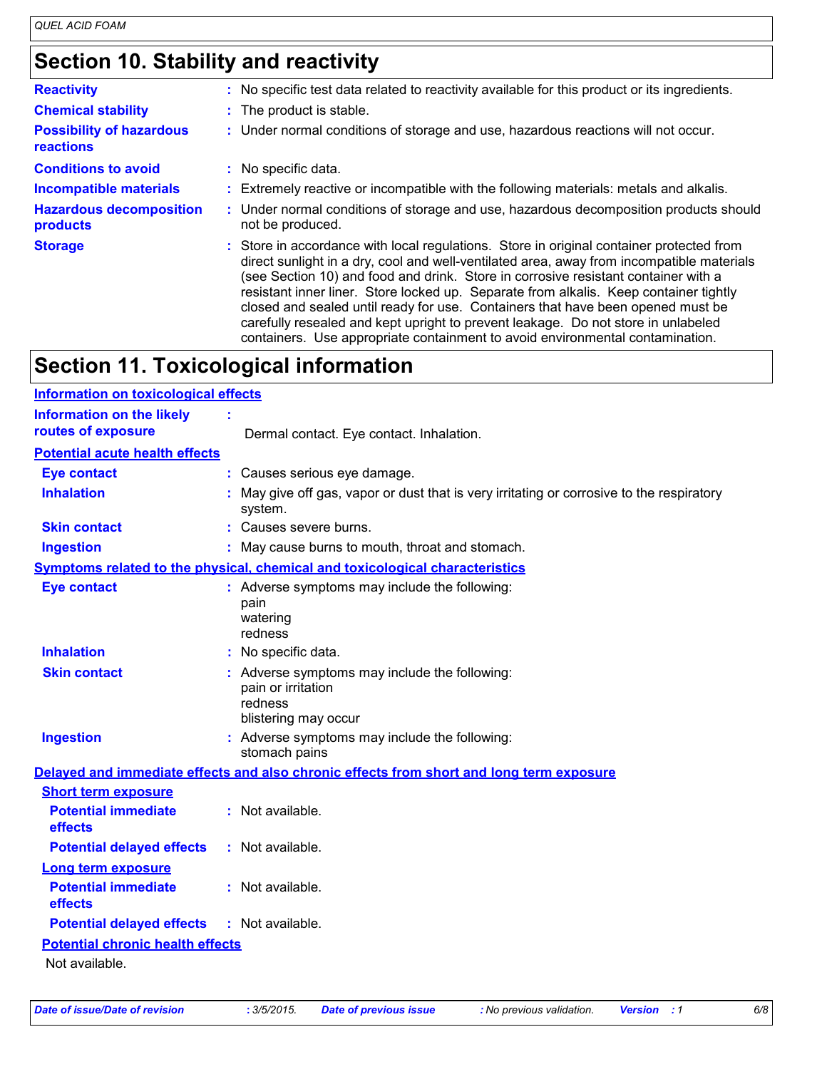# Section 10. Stability and reactivity

**Reactivity** : No specific test data related to reactivity available for this product or its ingredients.

**Chemical stability** : The product is stable.

**Possibility of hazardous reactions** : Under normal conditions of storage and use, hazardous reactions will not occur.

**Conditions to avoid** : No specific data.

**Incompatible materials** : Extremely reactive or incompatible with the following materials: metals and alkalis.

**Hazardous decomposition products** : Under normal conditions of storage and use, hazardous decomposition products should not be produced.

**Storage** : Store in accordance with local regulations. Store in original container protected from direct sunlight in a dry, cool and well-ventilated area, away from incompatible materials (see Section 10) and food and drink. Store in corrosive resistant container with a resistant inner liner. Store locked up. Separate from alkalis. Keep container tightly closed and sealed until ready for use. Containers that have been opened must be carefully resealed and kept upright to prevent leakage. Do not store in unlabeled containers. Use appropriate containment to avoid environmental contamination.

# Section 11. Toxicological information

## Information on toxicological effects

**Information on the likely routes of exposure** : Dermal contact. Eye contact. Inhalation.

### Potential acute health effects

**Eye contact** : Causes serious eye damage.

**Inhalation** : May give off gas, vapor or dust that is very irritating or corrosive to the respiratory system.

**Skin contact** : Causes severe burns.

**Ingestion** : May cause burns to mouth, throat and stomach.

### Symptoms related to the physical, chemical and toxicological characteristics

**Eye contact** : Adverse symptoms may include the following:
pain
watering
redness

**Inhalation** : No specific data.

**Skin contact** : Adverse symptoms may include the following:
pain or irritation
redness
blistering may occur

**Ingestion** : Adverse symptoms may include the following:
stomach pains

### Delayed and immediate effects and also chronic effects from short and long term exposure

#### Short term exposure

**Potential immediate effects** : Not available.

**Potential delayed effects** : Not available.

#### Long term exposure

**Potential immediate effects** : Not available.

**Potential delayed effects** : Not available.

#### Potential chronic health effects

Not available.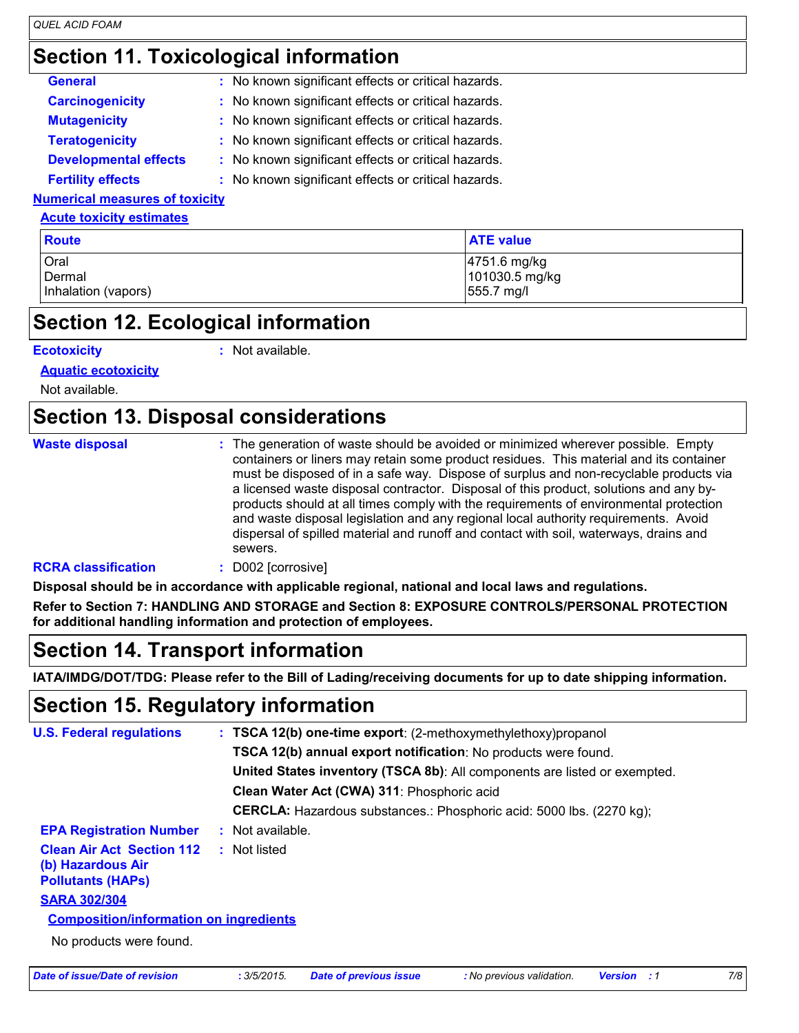## Section 11. Toxicological information

**General** : No known significant effects or critical hazards.

**Carcinogenicity** : No known significant effects or critical hazards.

**Mutagenicity** : No known significant effects or critical hazards.

**Teratogenicity** : No known significant effects or critical hazards.

**Developmental effects** : No known significant effects or critical hazards.

**Fertility effects** : No known significant effects or critical hazards.

**Numerical measures of toxicity**

**Acute toxicity estimates**

| Route | ATE value |
| --- | --- |
| Oral | 4751.6 mg/kg |
| Dermal | 101030.5 mg/kg |
| Inhalation (vapors) | 555.7 mg/l |

## Section 12. Ecological information

**Ecotoxicity** : Not available.

**Aquatic ecotoxicity**

Not available.

## Section 13. Disposal considerations

**Waste disposal** : The generation of waste should be avoided or minimized wherever possible. Empty containers or liners may retain some product residues. This material and its container must be disposed of in a safe way. Dispose of surplus and non-recyclable products via a licensed waste disposal contractor. Disposal of this product, solutions and any by-products should at all times comply with the requirements of environmental protection and waste disposal legislation and any regional local authority requirements. Avoid dispersal of spilled material and runoff and contact with soil, waterways, drains and sewers.

**RCRA classification** : D002 [corrosive]

**Disposal should be in accordance with applicable regional, national and local laws and regulations.**

**Refer to Section 7: HANDLING AND STORAGE and Section 8: EXPOSURE CONTROLS/PERSONAL PROTECTION for additional handling information and protection of employees.**

## Section 14. Transport information

**IATA/IMDG/DOT/TDG: Please refer to the Bill of Lading/receiving documents for up to date shipping information.**

## Section 15. Regulatory information

**U.S. Federal regulations** : **TSCA 12(b) one-time export**: (2-methoxymethylethoxy)propanol

**TSCA 12(b) annual export notification**: No products were found.

**United States inventory (TSCA 8b)**: All components are listed or exempted.

**Clean Water Act (CWA) 311**: Phosphoric acid

**CERCLA:** Hazardous substances.: Phosphoric acid: 5000 lbs. (2270 kg);

**EPA Registration Number** : Not available.

**Clean Air Act Section 112 (b) Hazardous Air Pollutants (HAPs)** : Not listed

**SARA 302/304**

**Composition/information on ingredients**

No products were found.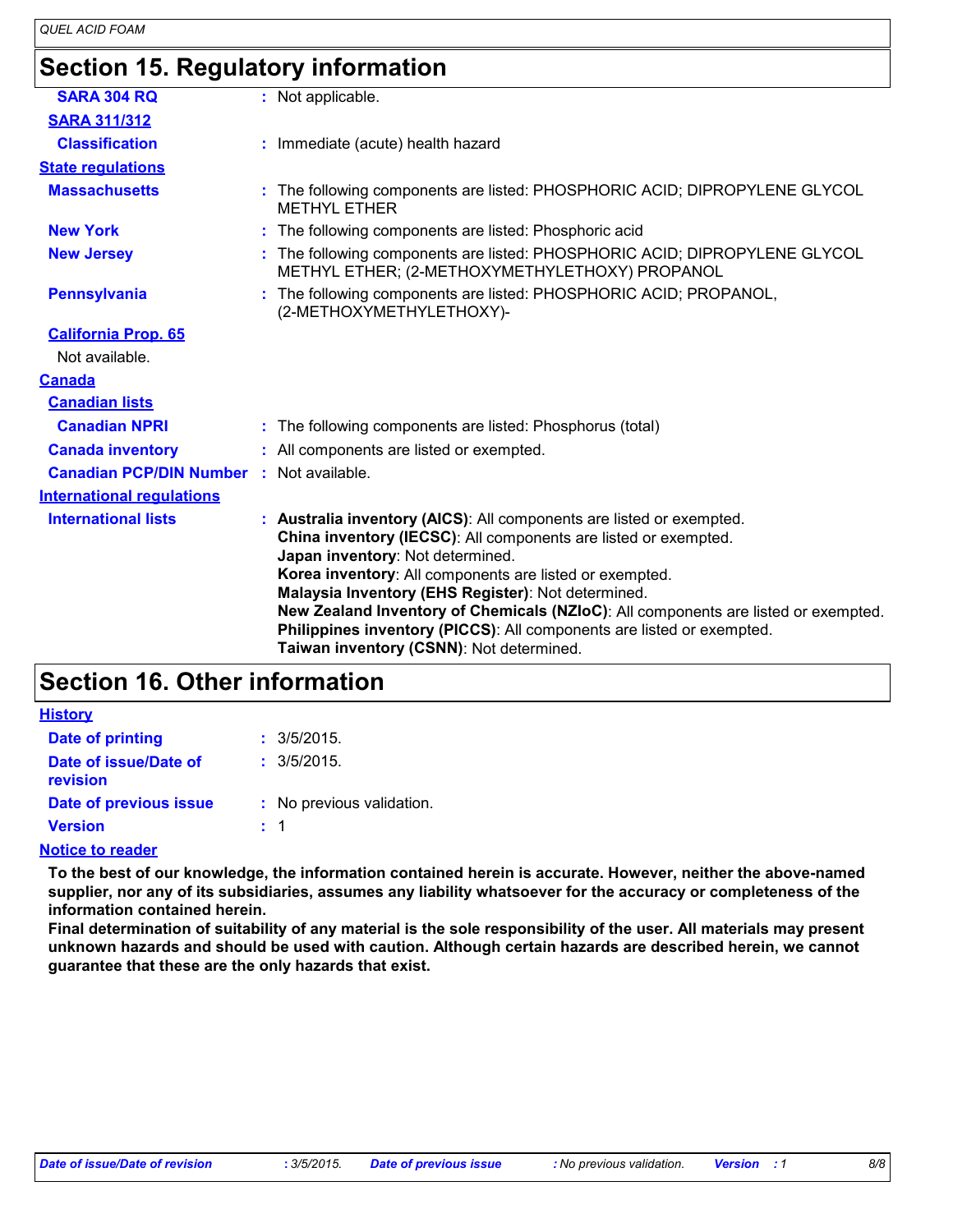## Section 15. Regulatory information

**SARA 304 RQ** : Not applicable.

**SARA 311/312**

**Classification** : Immediate (acute) health hazard

**State regulations**

**Massachusetts** : The following components are listed: PHOSPHORIC ACID; DIPROPYLENE GLYCOL METHYL ETHER

**New York** : The following components are listed: Phosphoric acid

**New Jersey** : The following components are listed: PHOSPHORIC ACID; DIPROPYLENE GLYCOL METHYL ETHER; (2-METHOXYMETHYLETHOXY) PROPANOL

**Pennsylvania** : The following components are listed: PHOSPHORIC ACID; PROPANOL, (2-METHOXYMETHYLETHOXY)-

**California Prop. 65**

Not available.

**Canada**

**Canadian lists**

**Canadian NPRI** : The following components are listed: Phosphorus (total)

**Canada inventory** : All components are listed or exempted.

**Canadian PCP/DIN Number** : Not available.

**International regulations**

**International lists** :
**Australia inventory (AICS)**: All components are listed or exempted.
**China inventory (IECSC)**: All components are listed or exempted.
**Japan inventory**: Not determined.
**Korea inventory**: All components are listed or exempted.
**Malaysia Inventory (EHS Register)**: Not determined.
**New Zealand Inventory of Chemicals (NZIoC)**: All components are listed or exempted.
**Philippines inventory (PICCS)**: All components are listed or exempted.
**Taiwan inventory (CSNN)**: Not determined.

## Section 16. Other information

**History**

**Date of printing** : 3/5/2015.

**Date of issue/Date of revision** : 3/5/2015.

**Date of previous issue** : No previous validation.

**Version** : 1

**Notice to reader**

**To the best of our knowledge, the information contained herein is accurate. However, neither the above-named supplier, nor any of its subsidiaries, assumes any liability whatsoever for the accuracy or completeness of the information contained herein.**

**Final determination of suitability of any material is the sole responsibility of the user. All materials may present unknown hazards and should be used with caution. Although certain hazards are described herein, we cannot guarantee that these are the only hazards that exist.**